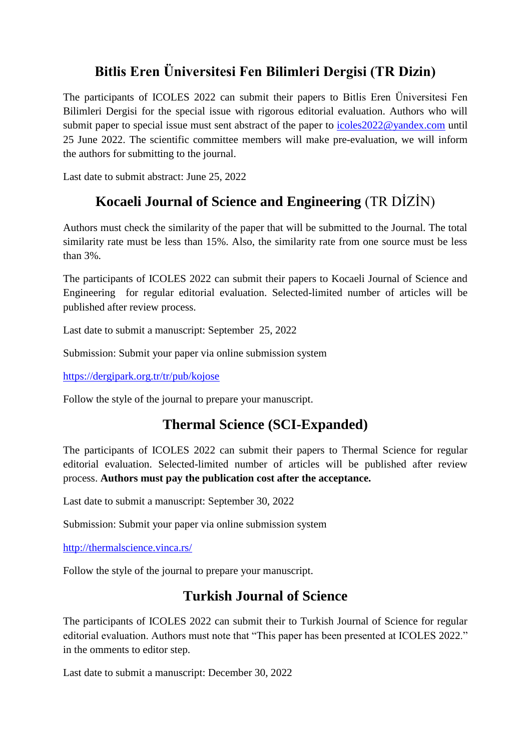## Bitlis Eren Üniversitesi Fen Bilimleri Dergisi (TR Dizin)

The participants of ICOLES 2022 can submit their papers to Bitlis Eren Üniversitesi Fen Bilimleri Dergisi for the special issue with rigorous editorial evaluation. Authors who will submit paper to special issue must sent abstract of the paper to icoles2022@yandex.com until 25 June 2022. The scientific committee members will make pre-evaluation, we will inform the authors for submitting to the journal.

Last date to submit abstract: June 25, 2022

## Kocaeli Journal of Science and Engineering (TR DİZİN)

Authors must check the similarity of the paper that will be submitted to the Journal. The total similarity rate must be less than 15%. Also, the similarity rate from one source must be less than 3%.

The participants of ICOLES 2022 can submit their papers to Kocaeli Journal of Science and Engineering for regular editorial evaluation. Selected-limited number of articles will be published after review process.

Last date to submit a manuscript: September 25, 2022

Submission: Submit your paper via online submission system

https://dergipark.org.tr/tr/pub/kojose

Follow the style of the journal to prepare your manuscript.

## Thermal Science (SCI-Expanded)

The participants of ICOLES 2022 can submit their papers to Thermal Science for regular editorial evaluation. Selected-limited number of articles will be published after review process. **Authors must pay the publication cost after the acceptance.**

Last date to submit a manuscript: September 30, 2022

Submission: Submit your paper via online submission system

http://thermalscience.vinca.rs/

Follow the style of the journal to prepare your manuscript.

## Turkish Journal of Science

The participants of ICOLES 2022 can submit their to Turkish Journal of Science for regular editorial evaluation. Authors must note that "This paper has been presented at ICOLES 2022." in the omments to editor step.

Last date to submit a manuscript: December 30, 2022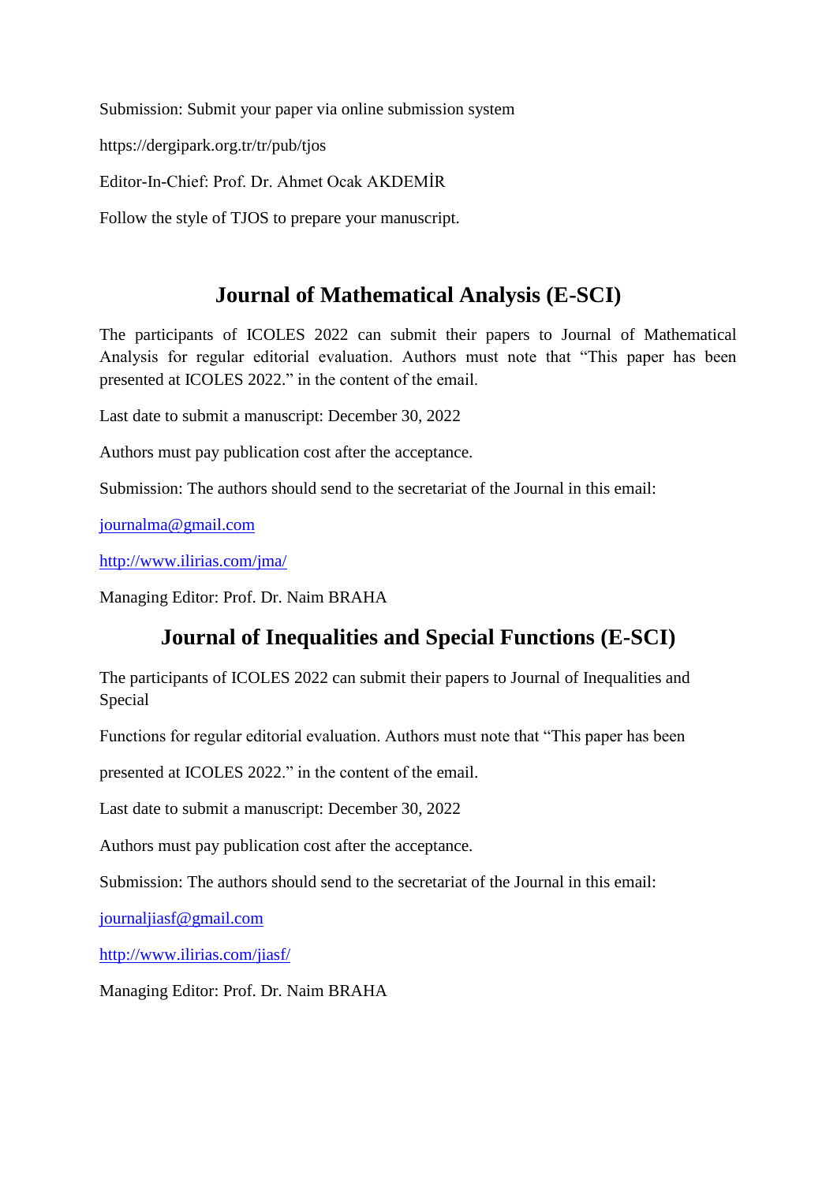Submission: Submit your paper via online submission system

https://dergipark.org.tr/tr/pub/tjos

Editor-In-Chief: Prof. Dr. Ahmet Ocak AKDEMİR

Follow the style of TJOS to prepare your manuscript.

## Journal of Mathematical Analysis (E-SCI)

The participants of ICOLES 2022 can submit their papers to Journal of Mathematical Analysis for regular editorial evaluation. Authors must note that "This paper has been presented at ICOLES 2022." in the content of the email.

Last date to submit a manuscript: December 30, 2022

Authors must pay publication cost after the acceptance.

Submission: The authors should send to the secretariat of the Journal in this email:

journalma@gmail.com

http://www.ilirias.com/jma/

Managing Editor: Prof. Dr. Naim BRAHA

## Journal of Inequalities and Special Functions (E-SCI)

The participants of ICOLES 2022 can submit their papers to Journal of Inequalities and Special

Functions for regular editorial evaluation. Authors must note that "This paper has been

presented at ICOLES 2022." in the content of the email.

Last date to submit a manuscript: December 30, 2022

Authors must pay publication cost after the acceptance.

Submission: The authors should send to the secretariat of the Journal in this email:

journaljiasf@gmail.com

http://www.ilirias.com/jiasf/

Managing Editor: Prof. Dr. Naim BRAHA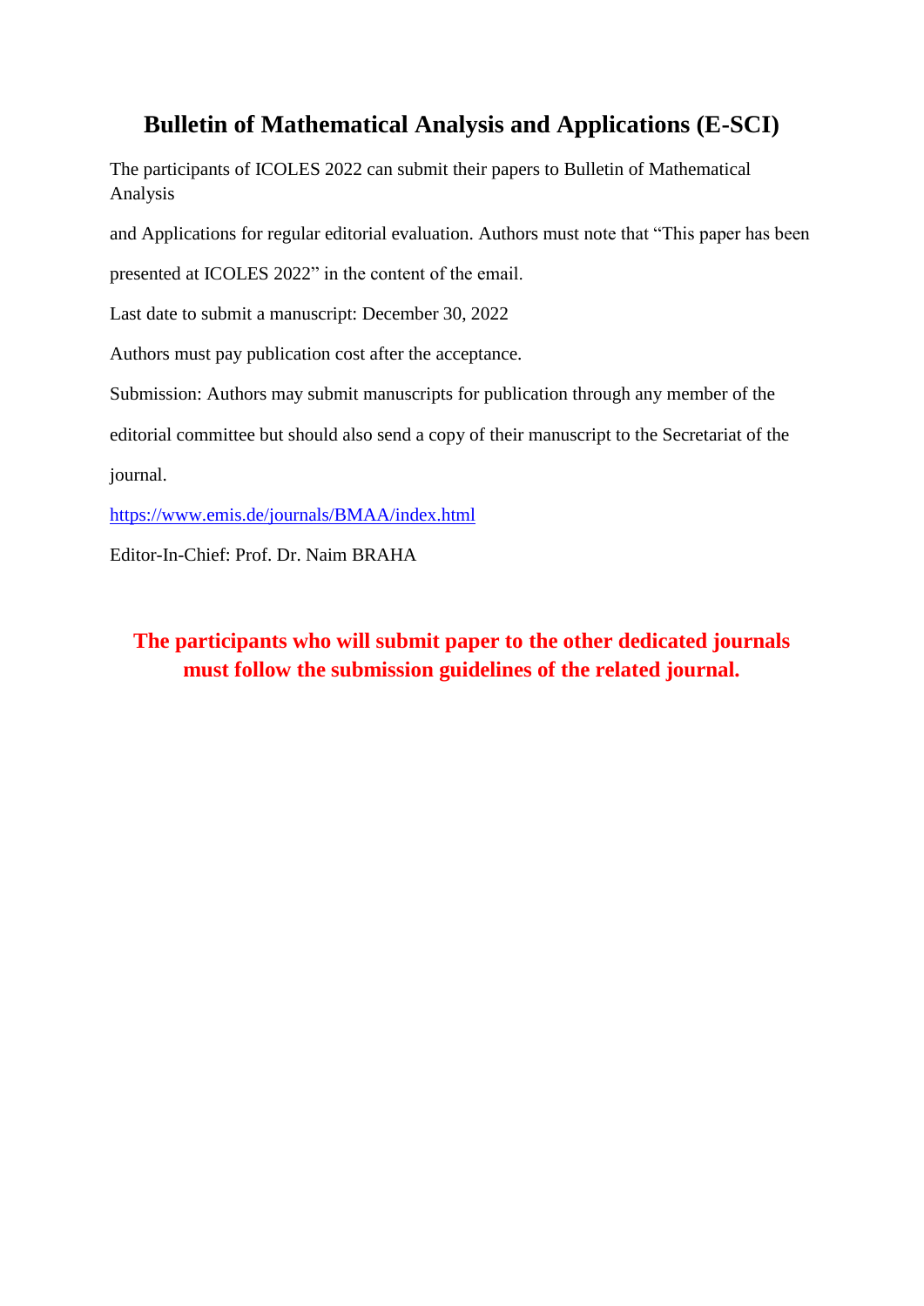## Bulletin of Mathematical Analysis and Applications (E-SCI)

The participants of ICOLES 2022 can submit their papers to Bulletin of Mathematical Analysis and Applications for regular editorial evaluation. Authors must note that "This paper has been presented at ICOLES 2022" in the content of the email.

Last date to submit a manuscript: December 30, 2022

Authors must pay publication cost after the acceptance.

Submission: Authors may submit manuscripts for publication through any member of the editorial committee but should also send a copy of their manuscript to the Secretariat of the journal.

https://www.emis.de/journals/BMAA/index.html

Editor-In-Chief: Prof. Dr. Naim BRAHA

**The participants who will submit paper to the other dedicated journals must follow the submission guidelines of the related journal.**